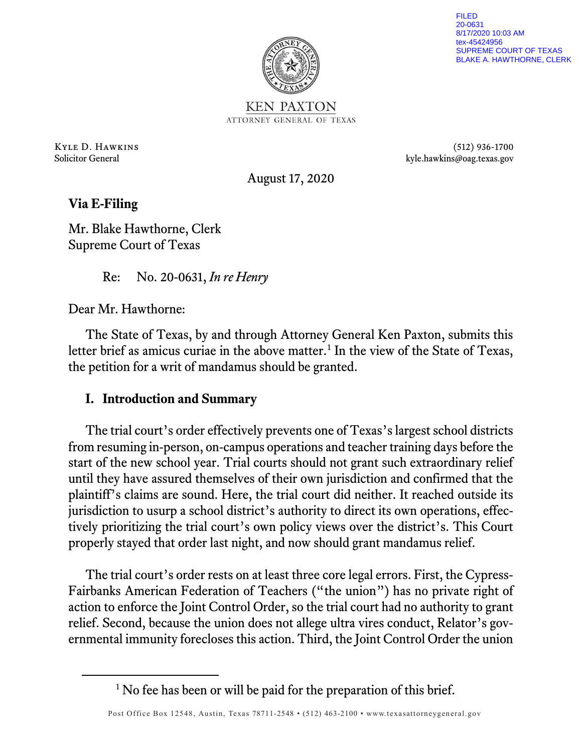FILED
20-0631
8/17/2020 10:03 AM
tex-45424956
SUPREME COURT OF TEXAS
BLAKE A. HAWTHORNE, CLERK

KEN PAXTON
ATTORNEY GENERAL OF TEXAS

Kyle D. Hawkins
Solicitor General

(512) 936-1700
kyle.hawkins@oag.texas.gov

August 17, 2020

**Via E-Filing**

Mr. Blake Hawthorne, Clerk
Supreme Court of Texas

Re: No. 20-0631, *In re Henry*

Dear Mr. Hawthorne:

The State of Texas, by and through Attorney General Ken Paxton, submits this letter brief as amicus curiae in the above matter.[1] In the view of the State of Texas, the petition for a writ of mandamus should be granted.

## I. Introduction and Summary

The trial court's order effectively prevents one of Texas's largest school districts from resuming in-person, on-campus operations and teacher training days before the start of the new school year. Trial courts should not grant such extraordinary relief until they have assured themselves of their own jurisdiction and confirmed that the plaintiff's claims are sound. Here, the trial court did neither. It reached outside its jurisdiction to usurp a school district's authority to direct its own operations, effectively prioritizing the trial court's own policy views over the district's. This Court properly stayed that order last night, and now should grant mandamus relief.

The trial court's order rests on at least three core legal errors. First, the Cypress-Fairbanks American Federation of Teachers ("the union") has no private right of action to enforce the Joint Control Order, so the trial court had no authority to grant relief. Second, because the union does not allege ultra vires conduct, Relator's governmental immunity forecloses this action. Third, the Joint Control Order the union

[1] No fee has been or will be paid for the preparation of this brief.

Post Office Box 12548, Austin, Texas 78711-2548 • (512) 463-2100 • www.texasattorneygeneral.gov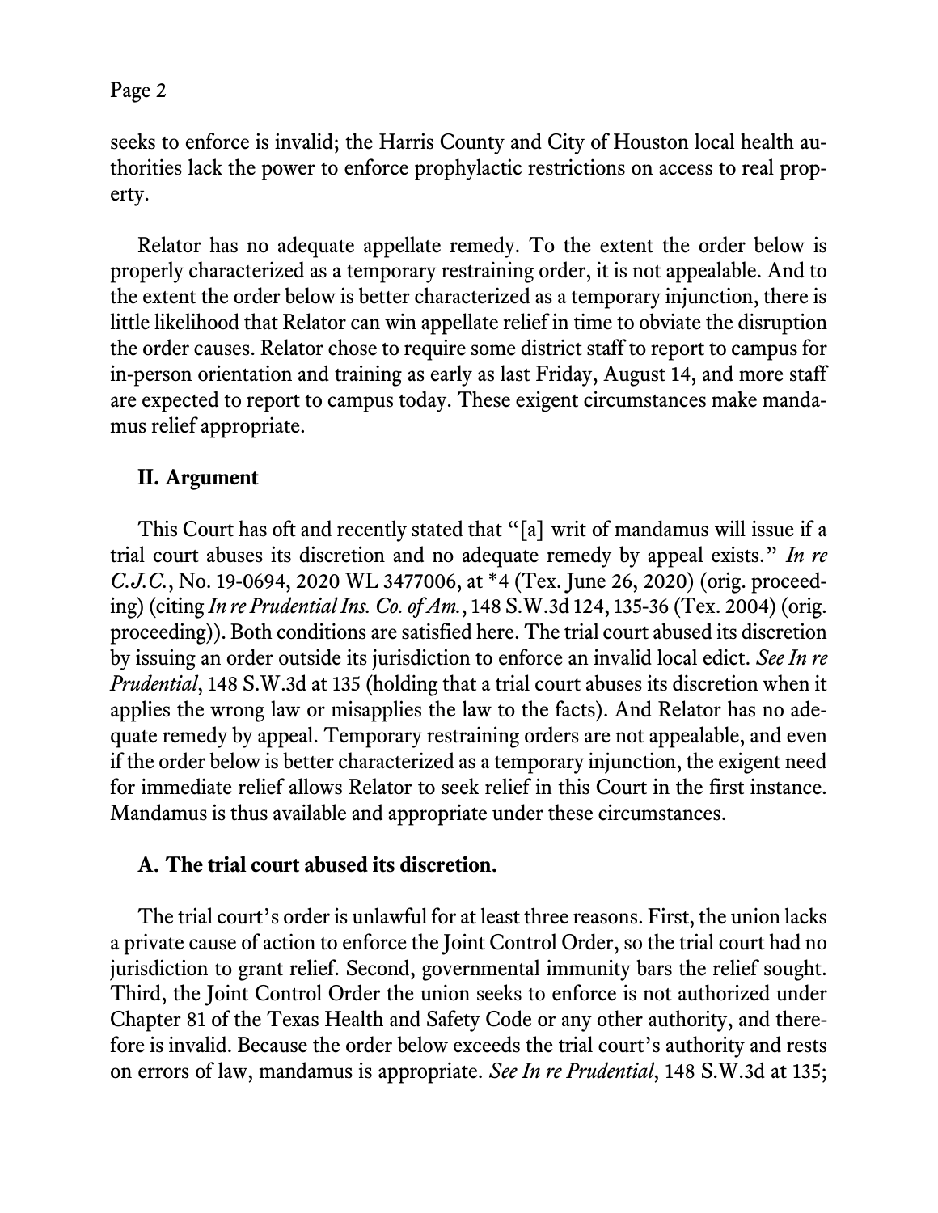seeks to enforce is invalid; the Harris County and City of Houston local health authorities lack the power to enforce prophylactic restrictions on access to real property.

Relator has no adequate appellate remedy. To the extent the order below is properly characterized as a temporary restraining order, it is not appealable. And to the extent the order below is better characterized as a temporary injunction, there is little likelihood that Relator can win appellate relief in time to obviate the disruption the order causes. Relator chose to require some district staff to report to campus for in-person orientation and training as early as last Friday, August 14, and more staff are expected to report to campus today. These exigent circumstances make mandamus relief appropriate.

## II. Argument

This Court has oft and recently stated that "[a] writ of mandamus will issue if a trial court abuses its discretion and no adequate remedy by appeal exists." *In re C.J.C.*, No. 19-0694, 2020 WL 3477006, at *4 (Tex. June 26, 2020) (orig. proceeding) (citing *In re Prudential Ins. Co. of Am.*, 148 S.W.3d 124, 135-36 (Tex. 2004) (orig. proceeding)). Both conditions are satisfied here. The trial court abused its discretion by issuing an order outside its jurisdiction to enforce an invalid local edict. *See In re Prudential*, 148 S.W.3d at 135 (holding that a trial court abuses its discretion when it applies the wrong law or misapplies the law to the facts). And Relator has no adequate remedy by appeal. Temporary restraining orders are not appealable, and even if the order below is better characterized as a temporary injunction, the exigent need for immediate relief allows Relator to seek relief in this Court in the first instance. Mandamus is thus available and appropriate under these circumstances.

### A. The trial court abused its discretion.

The trial court's order is unlawful for at least three reasons. First, the union lacks a private cause of action to enforce the Joint Control Order, so the trial court had no jurisdiction to grant relief. Second, governmental immunity bars the relief sought. Third, the Joint Control Order the union seeks to enforce is not authorized under Chapter 81 of the Texas Health and Safety Code or any other authority, and therefore is invalid. Because the order below exceeds the trial court's authority and rests on errors of law, mandamus is appropriate. *See In re Prudential*, 148 S.W.3d at 135;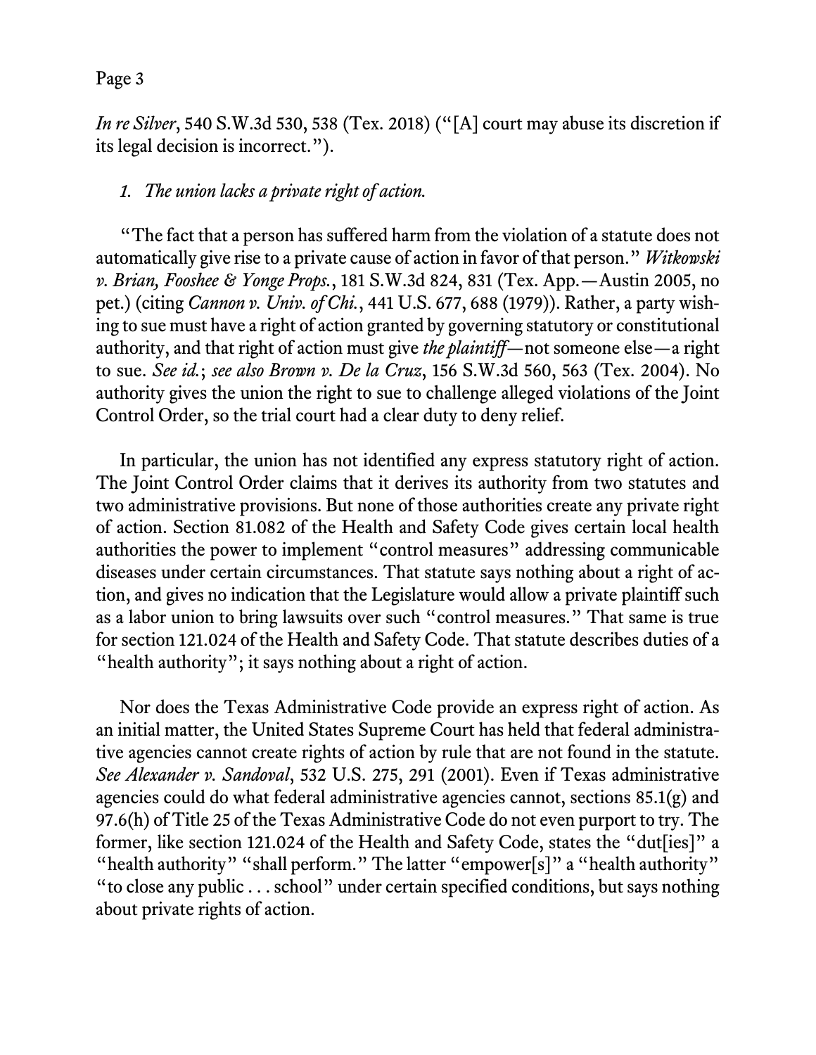*In re Silver*, 540 S.W.3d 530, 538 (Tex. 2018) ("[A] court may abuse its discretion if its legal decision is incorrect.").

*1. The union lacks a private right of action.*

"The fact that a person has suffered harm from the violation of a statute does not automatically give rise to a private cause of action in favor of that person." *Witkowski v. Brian, Fooshee & Yonge Props.*, 181 S.W.3d 824, 831 (Tex. App.—Austin 2005, no pet.) (citing *Cannon v. Univ. of Chi.*, 441 U.S. 677, 688 (1979)). Rather, a party wishing to sue must have a right of action granted by governing statutory or constitutional authority, and that right of action must give *the plaintiff*—not someone else—a right to sue. *See id.*; *see also Brown v. De la Cruz*, 156 S.W.3d 560, 563 (Tex. 2004). No authority gives the union the right to sue to challenge alleged violations of the Joint Control Order, so the trial court had a clear duty to deny relief.

In particular, the union has not identified any express statutory right of action. The Joint Control Order claims that it derives its authority from two statutes and two administrative provisions. But none of those authorities create any private right of action. Section 81.082 of the Health and Safety Code gives certain local health authorities the power to implement "control measures" addressing communicable diseases under certain circumstances. That statute says nothing about a right of action, and gives no indication that the Legislature would allow a private plaintiff such as a labor union to bring lawsuits over such "control measures." That same is true for section 121.024 of the Health and Safety Code. That statute describes duties of a "health authority"; it says nothing about a right of action.

Nor does the Texas Administrative Code provide an express right of action. As an initial matter, the United States Supreme Court has held that federal administrative agencies cannot create rights of action by rule that are not found in the statute. *See Alexander v. Sandoval*, 532 U.S. 275, 291 (2001). Even if Texas administrative agencies could do what federal administrative agencies cannot, sections 85.1(g) and 97.6(h) of Title 25 of the Texas Administrative Code do not even purport to try. The former, like section 121.024 of the Health and Safety Code, states the "dut[ies]" a "health authority" "shall perform." The latter "empower[s]" a "health authority" "to close any public . . . school" under certain specified conditions, but says nothing about private rights of action.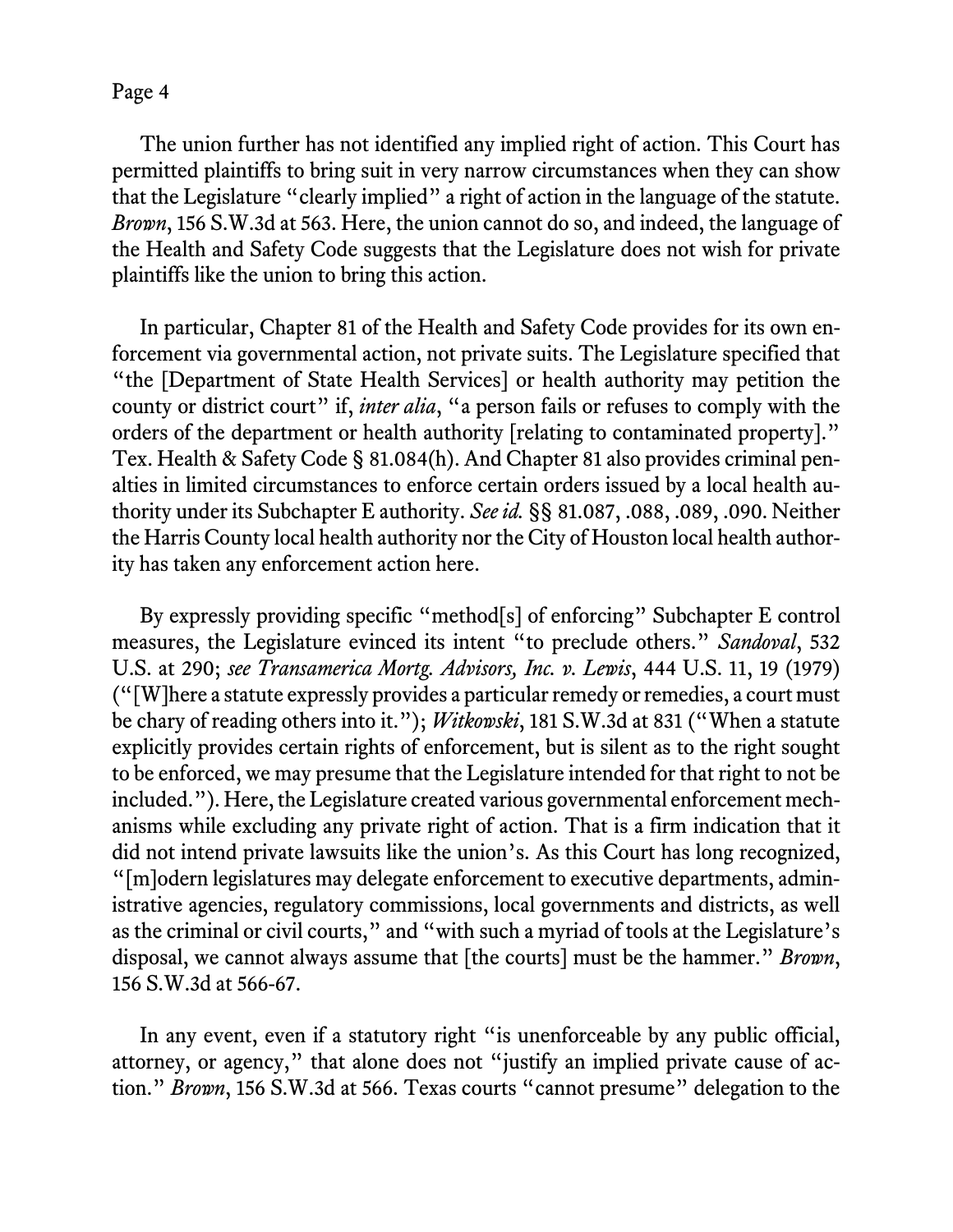The union further has not identified any implied right of action. This Court has permitted plaintiffs to bring suit in very narrow circumstances when they can show that the Legislature "clearly implied" a right of action in the language of the statute. *Brown*, 156 S.W.3d at 563. Here, the union cannot do so, and indeed, the language of the Health and Safety Code suggests that the Legislature does not wish for private plaintiffs like the union to bring this action.

In particular, Chapter 81 of the Health and Safety Code provides for its own enforcement via governmental action, not private suits. The Legislature specified that "the [Department of State Health Services] or health authority may petition the county or district court" if, *inter alia*, "a person fails or refuses to comply with the orders of the department or health authority [relating to contaminated property]." Tex. Health & Safety Code § 81.084(h). And Chapter 81 also provides criminal penalties in limited circumstances to enforce certain orders issued by a local health authority under its Subchapter E authority. *See id.* §§ 81.087, .088, .089, .090. Neither the Harris County local health authority nor the City of Houston local health authority has taken any enforcement action here.

By expressly providing specific "method[s] of enforcing" Subchapter E control measures, the Legislature evinced its intent "to preclude others." *Sandoval*, 532 U.S. at 290; *see Transamerica Mortg. Advisors, Inc. v. Lewis*, 444 U.S. 11, 19 (1979) ("[W]here a statute expressly provides a particular remedy or remedies, a court must be chary of reading others into it."); *Witkowski*, 181 S.W.3d at 831 ("When a statute explicitly provides certain rights of enforcement, but is silent as to the right sought to be enforced, we may presume that the Legislature intended for that right to not be included."). Here, the Legislature created various governmental enforcement mechanisms while excluding any private right of action. That is a firm indication that it did not intend private lawsuits like the union's. As this Court has long recognized, "[m]odern legislatures may delegate enforcement to executive departments, administrative agencies, regulatory commissions, local governments and districts, as well as the criminal or civil courts," and "with such a myriad of tools at the Legislature's disposal, we cannot always assume that [the courts] must be the hammer." *Brown*, 156 S.W.3d at 566-67.

In any event, even if a statutory right "is unenforceable by any public official, attorney, or agency," that alone does not "justify an implied private cause of action." *Brown*, 156 S.W.3d at 566. Texas courts "cannot presume" delegation to the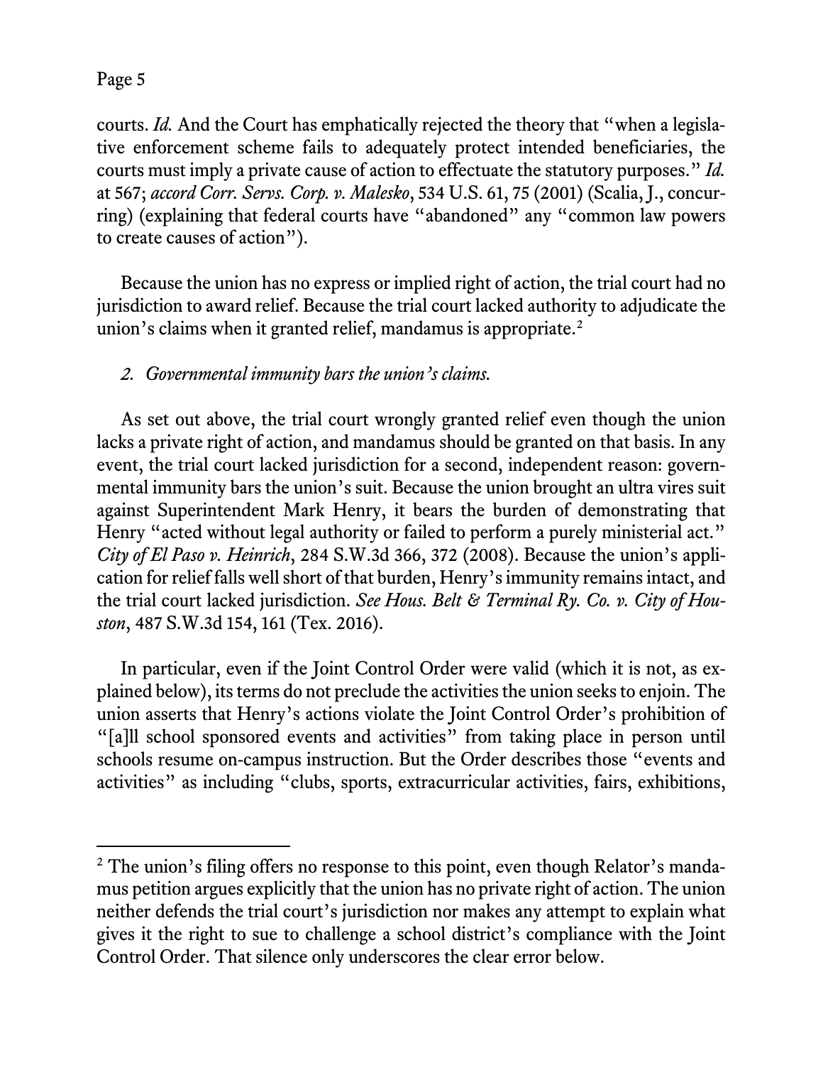courts. *Id.* And the Court has emphatically rejected the theory that "when a legislative enforcement scheme fails to adequately protect intended beneficiaries, the courts must imply a private cause of action to effectuate the statutory purposes." *Id.* at 567; *accord Corr. Servs. Corp. v. Malesko*, 534 U.S. 61, 75 (2001) (Scalia, J., concurring) (explaining that federal courts have "abandoned" any "common law powers to create causes of action").

Because the union has no express or implied right of action, the trial court had no jurisdiction to award relief. Because the trial court lacked authority to adjudicate the union's claims when it granted relief, mandamus is appropriate.[2]

*2. Governmental immunity bars the union's claims.*

As set out above, the trial court wrongly granted relief even though the union lacks a private right of action, and mandamus should be granted on that basis. In any event, the trial court lacked jurisdiction for a second, independent reason: governmental immunity bars the union's suit. Because the union brought an ultra vires suit against Superintendent Mark Henry, it bears the burden of demonstrating that Henry "acted without legal authority or failed to perform a purely ministerial act." *City of El Paso v. Heinrich*, 284 S.W.3d 366, 372 (2008). Because the union's application for relief falls well short of that burden, Henry's immunity remains intact, and the trial court lacked jurisdiction. *See Hous. Belt & Terminal Ry. Co. v. City of Houston*, 487 S.W.3d 154, 161 (Tex. 2016).

In particular, even if the Joint Control Order were valid (which it is not, as explained below), its terms do not preclude the activities the union seeks to enjoin. The union asserts that Henry's actions violate the Joint Control Order's prohibition of "[a]ll school sponsored events and activities" from taking place in person until schools resume on-campus instruction. But the Order describes those "events and activities" as including "clubs, sports, extracurricular activities, fairs, exhibitions,

---

[2] The union's filing offers no response to this point, even though Relator's mandamus petition argues explicitly that the union has no private right of action. The union neither defends the trial court's jurisdiction nor makes any attempt to explain what gives it the right to sue to challenge a school district's compliance with the Joint Control Order. That silence only underscores the clear error below.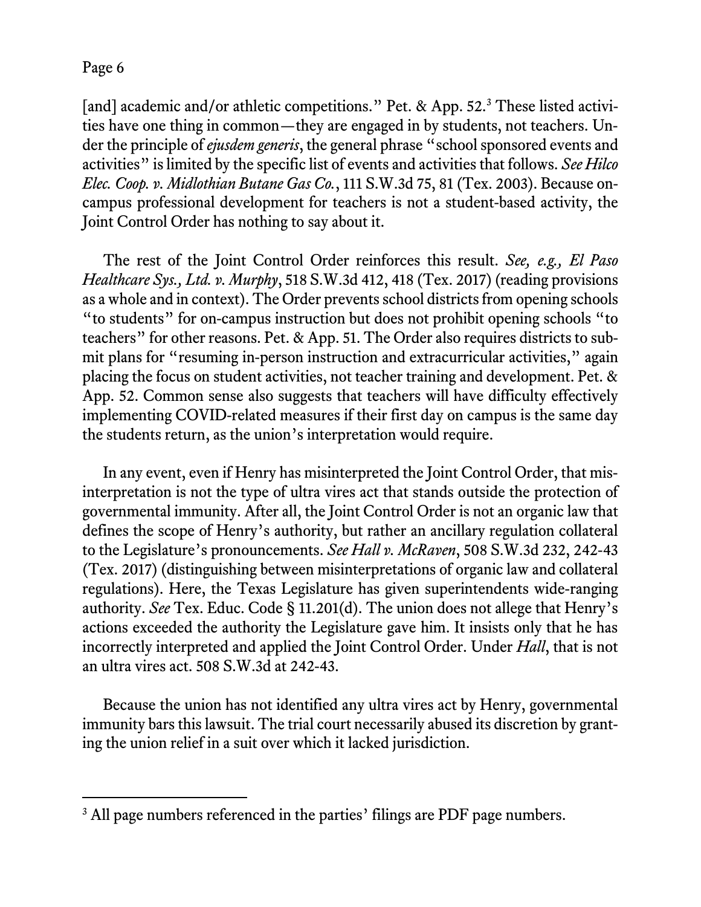[and] academic and/or athletic competitions." Pet. & App. 52.[3] These listed activities have one thing in common—they are engaged in by students, not teachers. Under the principle of *ejusdem generis*, the general phrase "school sponsored events and activities" is limited by the specific list of events and activities that follows. *See Hilco Elec. Coop. v. Midlothian Butane Gas Co.*, 111 S.W.3d 75, 81 (Tex. 2003). Because on-campus professional development for teachers is not a student-based activity, the Joint Control Order has nothing to say about it.

The rest of the Joint Control Order reinforces this result. *See, e.g., El Paso Healthcare Sys., Ltd. v. Murphy*, 518 S.W.3d 412, 418 (Tex. 2017) (reading provisions as a whole and in context). The Order prevents school districts from opening schools "to students" for on-campus instruction but does not prohibit opening schools "to teachers" for other reasons. Pet. & App. 51. The Order also requires districts to submit plans for "resuming in-person instruction and extracurricular activities," again placing the focus on student activities, not teacher training and development. Pet. & App. 52. Common sense also suggests that teachers will have difficulty effectively implementing COVID-related measures if their first day on campus is the same day the students return, as the union's interpretation would require.

In any event, even if Henry has misinterpreted the Joint Control Order, that misinterpretation is not the type of ultra vires act that stands outside the protection of governmental immunity. After all, the Joint Control Order is not an organic law that defines the scope of Henry's authority, but rather an ancillary regulation collateral to the Legislature's pronouncements. *See Hall v. McRaven*, 508 S.W.3d 232, 242-43 (Tex. 2017) (distinguishing between misinterpretations of organic law and collateral regulations). Here, the Texas Legislature has given superintendents wide-ranging authority. *See* Tex. Educ. Code § 11.201(d). The union does not allege that Henry's actions exceeded the authority the Legislature gave him. It insists only that he has incorrectly interpreted and applied the Joint Control Order. Under *Hall*, that is not an ultra vires act. 508 S.W.3d at 242-43.

Because the union has not identified any ultra vires act by Henry, governmental immunity bars this lawsuit. The trial court necessarily abused its discretion by granting the union relief in a suit over which it lacked jurisdiction.

---

[3] All page numbers referenced in the parties' filings are PDF page numbers.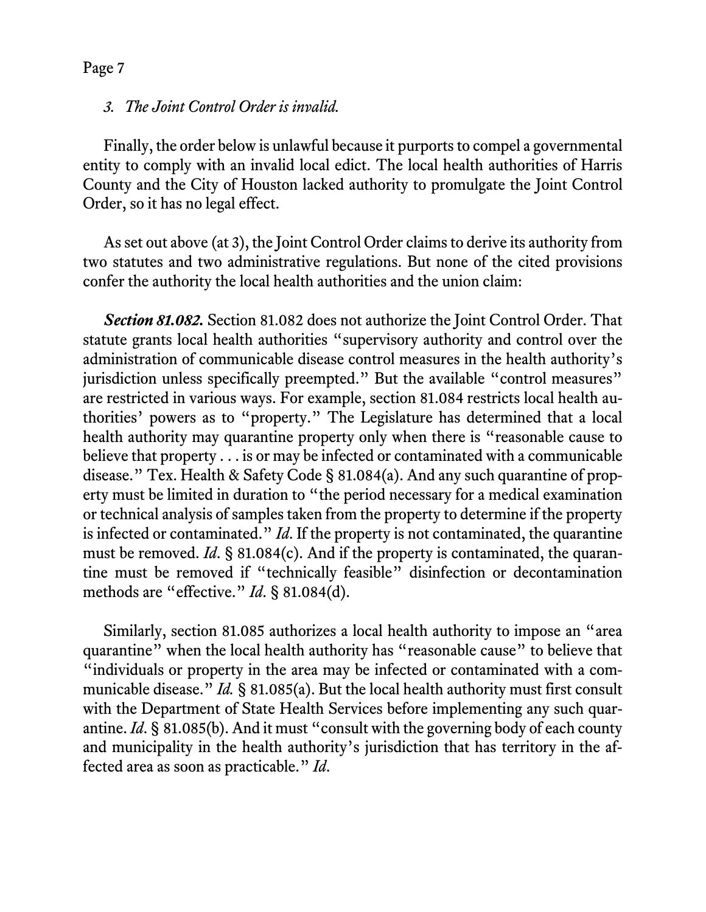*3. The Joint Control Order is invalid.*

Finally, the order below is unlawful because it purports to compel a governmental entity to comply with an invalid local edict. The local health authorities of Harris County and the City of Houston lacked authority to promulgate the Joint Control Order, so it has no legal effect.

As set out above (at 3), the Joint Control Order claims to derive its authority from two statutes and two administrative regulations. But none of the cited provisions confer the authority the local health authorities and the union claim:

***Section 81.082.*** Section 81.082 does not authorize the Joint Control Order. That statute grants local health authorities "supervisory authority and control over the administration of communicable disease control measures in the health authority's jurisdiction unless specifically preempted." But the available "control measures" are restricted in various ways. For example, section 81.084 restricts local health authorities' powers as to "property." The Legislature has determined that a local health authority may quarantine property only when there is "reasonable cause to believe that property . . . is or may be infected or contaminated with a communicable disease." Tex. Health & Safety Code § 81.084(a). And any such quarantine of property must be limited in duration to "the period necessary for a medical examination or technical analysis of samples taken from the property to determine if the property is infected or contaminated." *Id*. If the property is not contaminated, the quarantine must be removed. *Id*. § 81.084(c). And if the property is contaminated, the quarantine must be removed if "technically feasible" disinfection or decontamination methods are "effective." *Id*. § 81.084(d).

Similarly, section 81.085 authorizes a local health authority to impose an "area quarantine" when the local health authority has "reasonable cause" to believe that "individuals or property in the area may be infected or contaminated with a communicable disease." *Id.* § 81.085(a). But the local health authority must first consult with the Department of State Health Services before implementing any such quarantine. *Id*. § 81.085(b). And it must "consult with the governing body of each county and municipality in the health authority's jurisdiction that has territory in the affected area as soon as practicable." *Id*.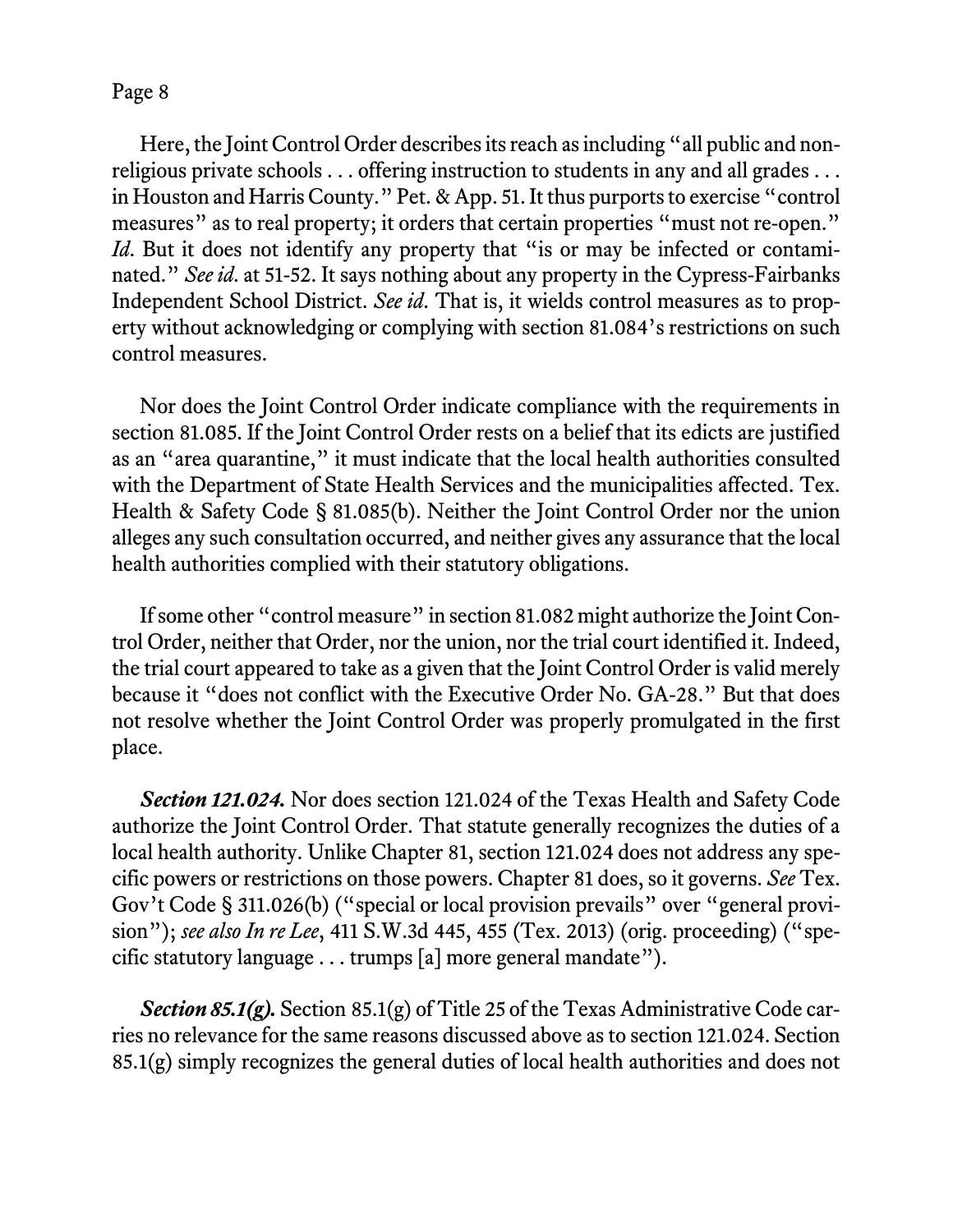Here, the Joint Control Order describes its reach as including "all public and non-religious private schools . . . offering instruction to students in any and all grades . . . in Houston and Harris County." Pet. & App. 51. It thus purports to exercise "control measures" as to real property; it orders that certain properties "must not re-open." *Id*. But it does not identify any property that "is or may be infected or contaminated." *See id*. at 51-52. It says nothing about any property in the Cypress-Fairbanks Independent School District. *See id*. That is, it wields control measures as to property without acknowledging or complying with section 81.084's restrictions on such control measures.

Nor does the Joint Control Order indicate compliance with the requirements in section 81.085. If the Joint Control Order rests on a belief that its edicts are justified as an "area quarantine," it must indicate that the local health authorities consulted with the Department of State Health Services and the municipalities affected. Tex. Health & Safety Code § 81.085(b). Neither the Joint Control Order nor the union alleges any such consultation occurred, and neither gives any assurance that the local health authorities complied with their statutory obligations.

If some other "control measure" in section 81.082 might authorize the Joint Control Order, neither that Order, nor the union, nor the trial court identified it. Indeed, the trial court appeared to take as a given that the Joint Control Order is valid merely because it "does not conflict with the Executive Order No. GA-28." But that does not resolve whether the Joint Control Order was properly promulgated in the first place.

***Section 121.024.*** Nor does section 121.024 of the Texas Health and Safety Code authorize the Joint Control Order. That statute generally recognizes the duties of a local health authority. Unlike Chapter 81, section 121.024 does not address any specific powers or restrictions on those powers. Chapter 81 does, so it governs. *See* Tex. Gov't Code § 311.026(b) ("special or local provision prevails" over "general provision"); *see also In re Lee*, 411 S.W.3d 445, 455 (Tex. 2013) (orig. proceeding) ("specific statutory language . . . trumps [a] more general mandate").

***Section 85.1(g).*** Section 85.1(g) of Title 25 of the Texas Administrative Code carries no relevance for the same reasons discussed above as to section 121.024. Section 85.1(g) simply recognizes the general duties of local health authorities and does not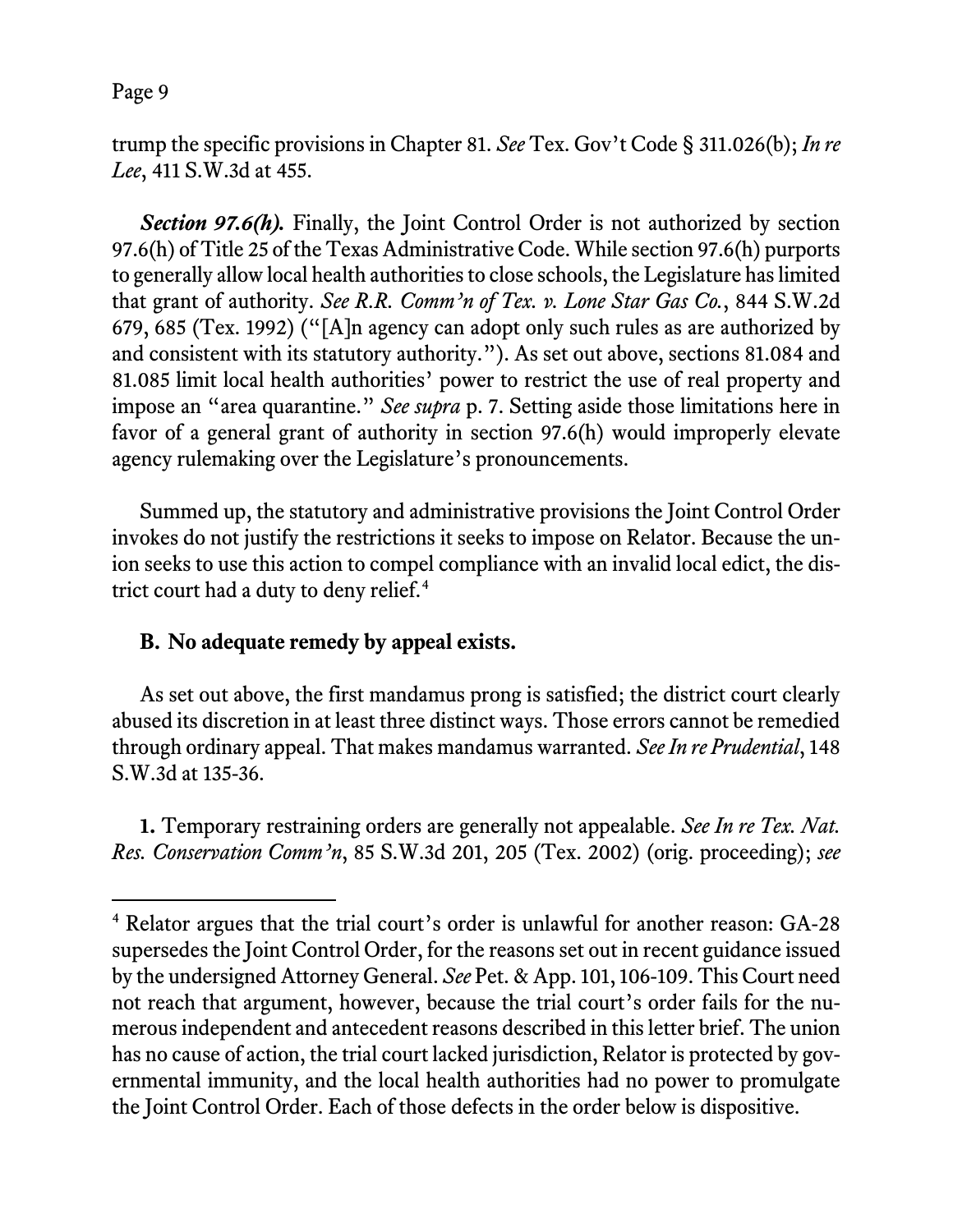trump the specific provisions in Chapter 81. *See* Tex. Gov't Code § 311.026(b); *In re Lee*, 411 S.W.3d at 455.

***Section 97.6(h).*** Finally, the Joint Control Order is not authorized by section 97.6(h) of Title 25 of the Texas Administrative Code. While section 97.6(h) purports to generally allow local health authorities to close schools, the Legislature has limited that grant of authority. *See R.R. Comm'n of Tex. v. Lone Star Gas Co.*, 844 S.W.2d 679, 685 (Tex. 1992) ("[A]n agency can adopt only such rules as are authorized by and consistent with its statutory authority."). As set out above, sections 81.084 and 81.085 limit local health authorities' power to restrict the use of real property and impose an "area quarantine." *See supra* p. 7. Setting aside those limitations here in favor of a general grant of authority in section 97.6(h) would improperly elevate agency rulemaking over the Legislature's pronouncements.

Summed up, the statutory and administrative provisions the Joint Control Order invokes do not justify the restrictions it seeks to impose on Relator. Because the union seeks to use this action to compel compliance with an invalid local edict, the district court had a duty to deny relief.[4]

### B. No adequate remedy by appeal exists.

As set out above, the first mandamus prong is satisfied; the district court clearly abused its discretion in at least three distinct ways. Those errors cannot be remedied through ordinary appeal. That makes mandamus warranted. *See In re Prudential*, 148 S.W.3d at 135-36.

**1.** Temporary restraining orders are generally not appealable. *See In re Tex. Nat. Res. Conservation Comm'n*, 85 S.W.3d 201, 205 (Tex. 2002) (orig. proceeding); *see*

---

[4] Relator argues that the trial court's order is unlawful for another reason: GA-28 supersedes the Joint Control Order, for the reasons set out in recent guidance issued by the undersigned Attorney General. *See* Pet. & App. 101, 106-109. This Court need not reach that argument, however, because the trial court's order fails for the numerous independent and antecedent reasons described in this letter brief. The union has no cause of action, the trial court lacked jurisdiction, Relator is protected by governmental immunity, and the local health authorities had no power to promulgate the Joint Control Order. Each of those defects in the order below is dispositive.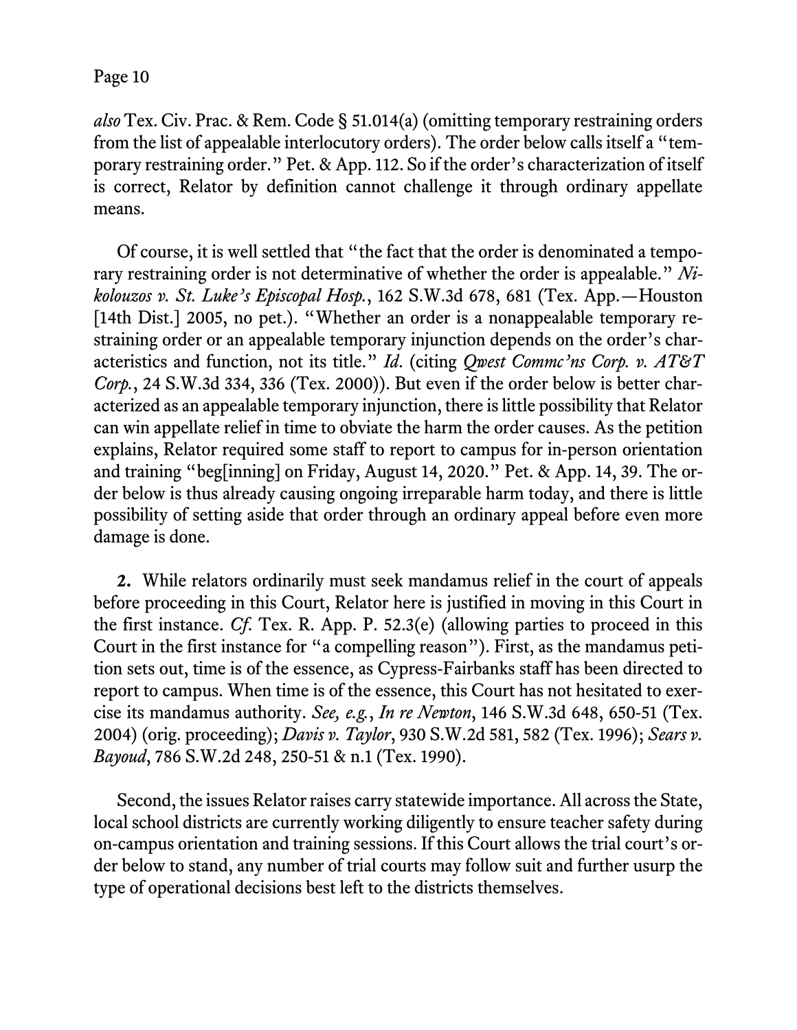*also* Tex. Civ. Prac. & Rem. Code § 51.014(a) (omitting temporary restraining orders from the list of appealable interlocutory orders). The order below calls itself a "temporary restraining order." Pet. & App. 112. So if the order's characterization of itself is correct, Relator by definition cannot challenge it through ordinary appellate means.

Of course, it is well settled that "the fact that the order is denominated a temporary restraining order is not determinative of whether the order is appealable." *Nikolouzos v. St. Luke's Episcopal Hosp.*, 162 S.W.3d 678, 681 (Tex. App.—Houston [14th Dist.] 2005, no pet.). "Whether an order is a nonappealable temporary restraining order or an appealable temporary injunction depends on the order's characteristics and function, not its title." *Id.* (citing *Qwest Commc'ns Corp. v. AT&T Corp.*, 24 S.W.3d 334, 336 (Tex. 2000)). But even if the order below is better characterized as an appealable temporary injunction, there is little possibility that Relator can win appellate relief in time to obviate the harm the order causes. As the petition explains, Relator required some staff to report to campus for in-person orientation and training "beg[inning] on Friday, August 14, 2020." Pet. & App. 14, 39. The order below is thus already causing ongoing irreparable harm today, and there is little possibility of setting aside that order through an ordinary appeal before even more damage is done.

**2.** While relators ordinarily must seek mandamus relief in the court of appeals before proceeding in this Court, Relator here is justified in moving in this Court in the first instance. *Cf.* Tex. R. App. P. 52.3(e) (allowing parties to proceed in this Court in the first instance for "a compelling reason"). First, as the mandamus petition sets out, time is of the essence, as Cypress-Fairbanks staff has been directed to report to campus. When time is of the essence, this Court has not hesitated to exercise its mandamus authority. *See, e.g.*, *In re Newton*, 146 S.W.3d 648, 650-51 (Tex. 2004) (orig. proceeding); *Davis v. Taylor*, 930 S.W.2d 581, 582 (Tex. 1996); *Sears v. Bayoud*, 786 S.W.2d 248, 250-51 & n.1 (Tex. 1990).

Second, the issues Relator raises carry statewide importance. All across the State, local school districts are currently working diligently to ensure teacher safety during on-campus orientation and training sessions. If this Court allows the trial court's order below to stand, any number of trial courts may follow suit and further usurp the type of operational decisions best left to the districts themselves.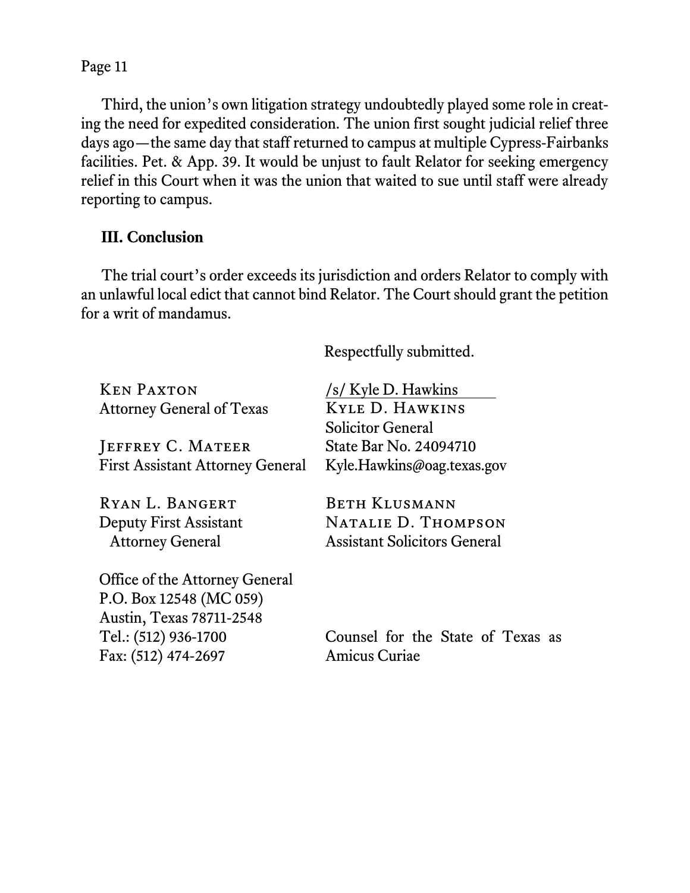Third, the union's own litigation strategy undoubtedly played some role in creating the need for expedited consideration. The union first sought judicial relief three days ago—the same day that staff returned to campus at multiple Cypress-Fairbanks facilities. Pet. & App. 39. It would be unjust to fault Relator for seeking emergency relief in this Court when it was the union that waited to sue until staff were already reporting to campus.

### III. Conclusion

The trial court's order exceeds its jurisdiction and orders Relator to comply with an unlawful local edict that cannot bind Relator. The Court should grant the petition for a writ of mandamus.

Respectfully submitted.

KEN PAXTON
Attorney General of Texas

JEFFREY C. MATEER
First Assistant Attorney General

RYAN L. BANGERT
Deputy First Assistant Attorney General

Office of the Attorney General
P.O. Box 12548 (MC 059)
Austin, Texas 78711-2548
Tel.: (512) 936-1700
Fax: (512) 474-2697

/s/ Kyle D. Hawkins
KYLE D. HAWKINS
Solicitor General
State Bar No. 24094710
Kyle.Hawkins@oag.texas.gov

BETH KLUSMANN
NATALIE D. THOMPSON
Assistant Solicitors General

Counsel for the State of Texas as Amicus Curiae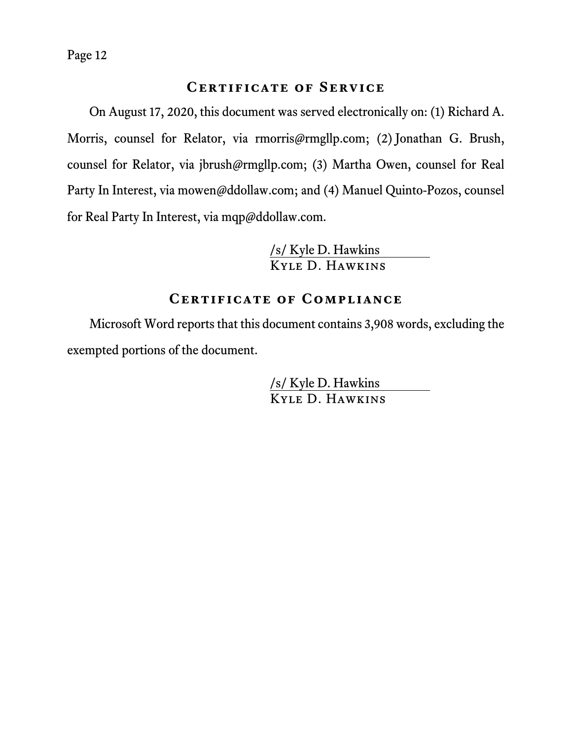## Certificate of Service

On August 17, 2020, this document was served electronically on: (1) Richard A. Morris, counsel for Relator, via rmorris@rmgllp.com; (2) Jonathan G. Brush, counsel for Relator, via jbrush@rmgllp.com; (3) Martha Owen, counsel for Real Party In Interest, via mowen@ddollaw.com; and (4) Manuel Quinto-Pozos, counsel for Real Party In Interest, via mqp@ddollaw.com.

/s/ Kyle D. Hawkins
KYLE D. HAWKINS

## Certificate of Compliance

Microsoft Word reports that this document contains 3,908 words, excluding the exempted portions of the document.

/s/ Kyle D. Hawkins
KYLE D. HAWKINS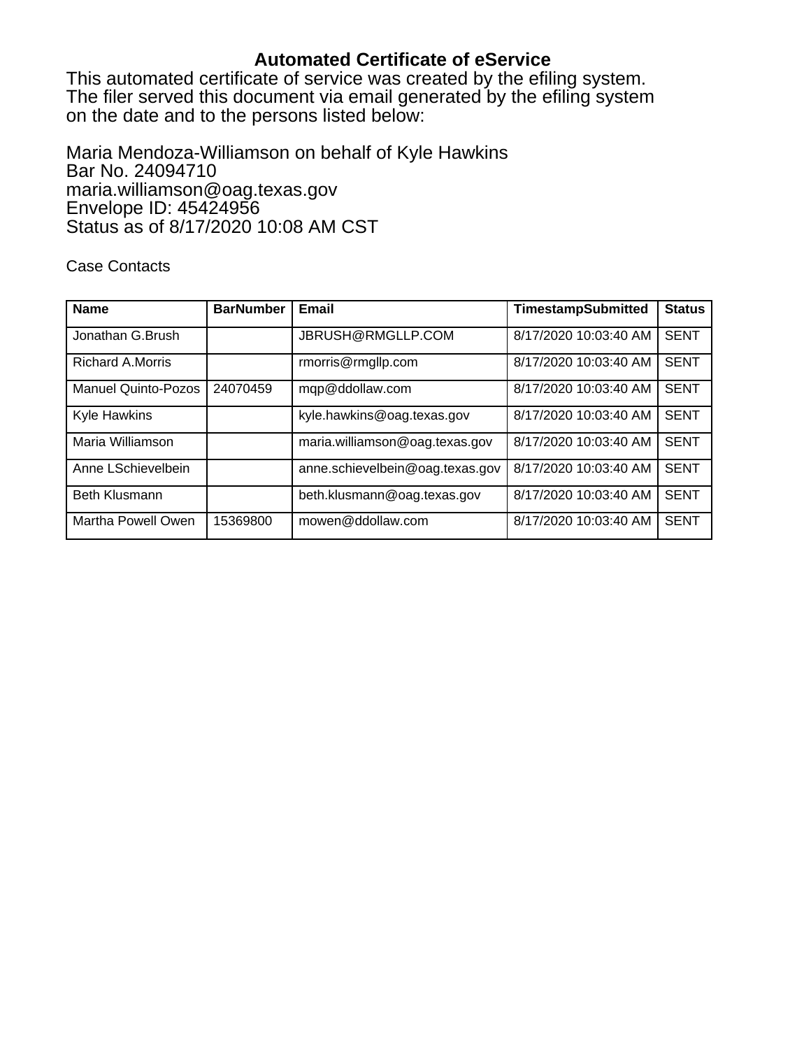**Automated Certificate of eService**

This automated certificate of service was created by the efiling system. The filer served this document via email generated by the efiling system on the date and to the persons listed below:

Maria Mendoza-Williamson on behalf of Kyle Hawkins
Bar No. 24094710
maria.williamson@oag.texas.gov
Envelope ID: 45424956
Status as of 8/17/2020 10:08 AM CST

Case Contacts

| Name | BarNumber | Email | TimestampSubmitted | Status |
| --- | --- | --- | --- | --- |
| Jonathan G.Brush | | JBRUSH@RMGLLP.COM | 8/17/2020 10:03:40 AM | SENT |
| Richard A.Morris | | rmorris@rmgllp.com | 8/17/2020 10:03:40 AM | SENT |
| Manuel Quinto-Pozos | 24070459 | mqp@ddollaw.com | 8/17/2020 10:03:40 AM | SENT |
| Kyle Hawkins | | kyle.hawkins@oag.texas.gov | 8/17/2020 10:03:40 AM | SENT |
| Maria Williamson | | maria.williamson@oag.texas.gov | 8/17/2020 10:03:40 AM | SENT |
| Anne LSchievelbein | | anne.schievelbein@oag.texas.gov | 8/17/2020 10:03:40 AM | SENT |
| Beth Klusmann | | beth.klusmann@oag.texas.gov | 8/17/2020 10:03:40 AM | SENT |
| Martha Powell Owen | 15369800 | mowen@ddollaw.com | 8/17/2020 10:03:40 AM | SENT |